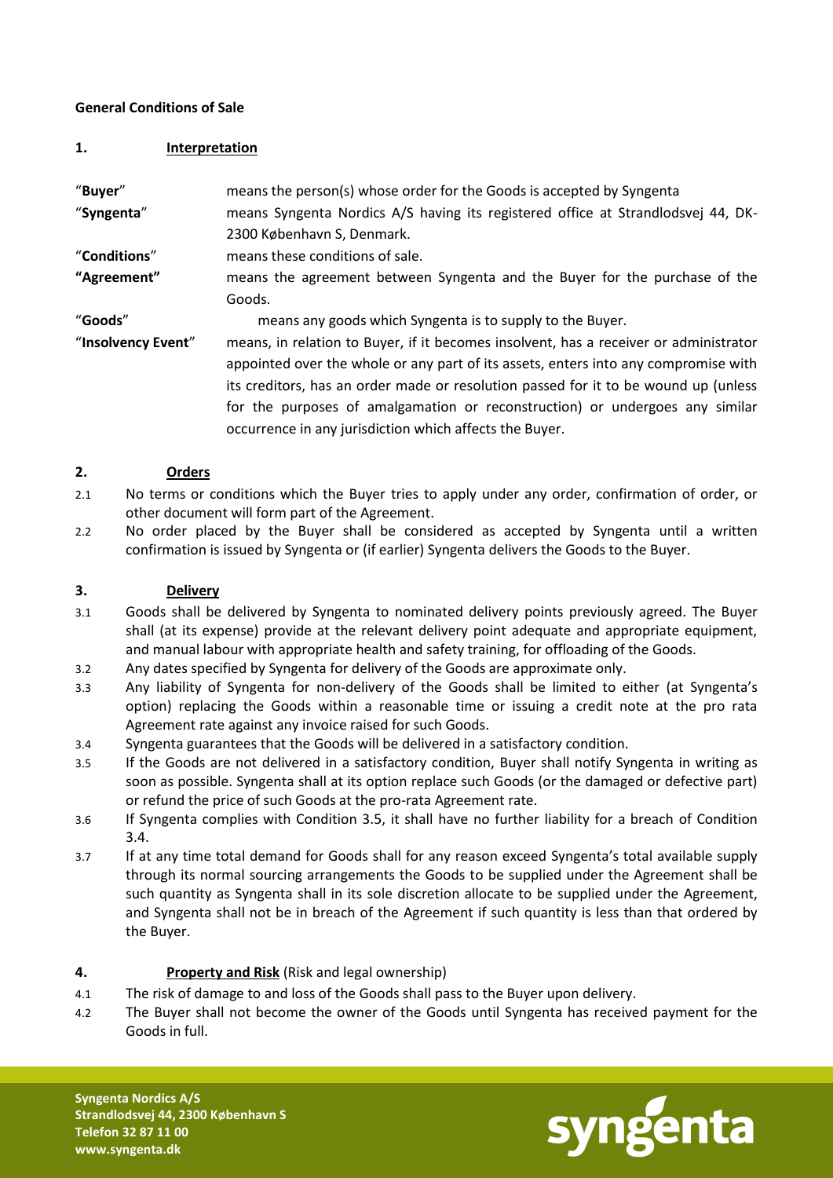**General Conditions of Sale**

## 1. Interpretation

| | |
|---|---|
| "**Buyer**" | means the person(s) whose order for the Goods is accepted by Syngenta |
| "**Syngenta**" | means Syngenta Nordics A/S having its registered office at Strandlodsvej 44, DK-2300 København S, Denmark. |
| "**Conditions**" | means these conditions of sale. |
| **"Agreement"** | means the agreement between Syngenta and the Buyer for the purchase of the Goods. |
| "**Goods**" | means any goods which Syngenta is to supply to the Buyer. |
| "**Insolvency Event**" | means, in relation to Buyer, if it becomes insolvent, has a receiver or administrator appointed over the whole or any part of its assets, enters into any compromise with its creditors, has an order made or resolution passed for it to be wound up (unless for the purposes of amalgamation or reconstruction) or undergoes any similar occurrence in any jurisdiction which affects the Buyer. |

## 2. Orders

2.1 No terms or conditions which the Buyer tries to apply under any order, confirmation of order, or other document will form part of the Agreement.

2.2 No order placed by the Buyer shall be considered as accepted by Syngenta until a written confirmation is issued by Syngenta or (if earlier) Syngenta delivers the Goods to the Buyer.

## 3. Delivery

3.1 Goods shall be delivered by Syngenta to nominated delivery points previously agreed. The Buyer shall (at its expense) provide at the relevant delivery point adequate and appropriate equipment, and manual labour with appropriate health and safety training, for offloading of the Goods.

3.2 Any dates specified by Syngenta for delivery of the Goods are approximate only.

3.3 Any liability of Syngenta for non-delivery of the Goods shall be limited to either (at Syngenta's option) replacing the Goods within a reasonable time or issuing a credit note at the pro rata Agreement rate against any invoice raised for such Goods.

3.4 Syngenta guarantees that the Goods will be delivered in a satisfactory condition.

3.5 If the Goods are not delivered in a satisfactory condition, Buyer shall notify Syngenta in writing as soon as possible. Syngenta shall at its option replace such Goods (or the damaged or defective part) or refund the price of such Goods at the pro-rata Agreement rate.

3.6 If Syngenta complies with Condition 3.5, it shall have no further liability for a breach of Condition 3.4.

3.7 If at any time total demand for Goods shall for any reason exceed Syngenta's total available supply through its normal sourcing arrangements the Goods to be supplied under the Agreement shall be such quantity as Syngenta shall in its sole discretion allocate to be supplied under the Agreement, and Syngenta shall not be in breach of the Agreement if such quantity is less than that ordered by the Buyer.

## 4. Property and Risk (Risk and legal ownership)

4.1 The risk of damage to and loss of the Goods shall pass to the Buyer upon delivery.

4.2 The Buyer shall not become the owner of the Goods until Syngenta has received payment for the Goods in full.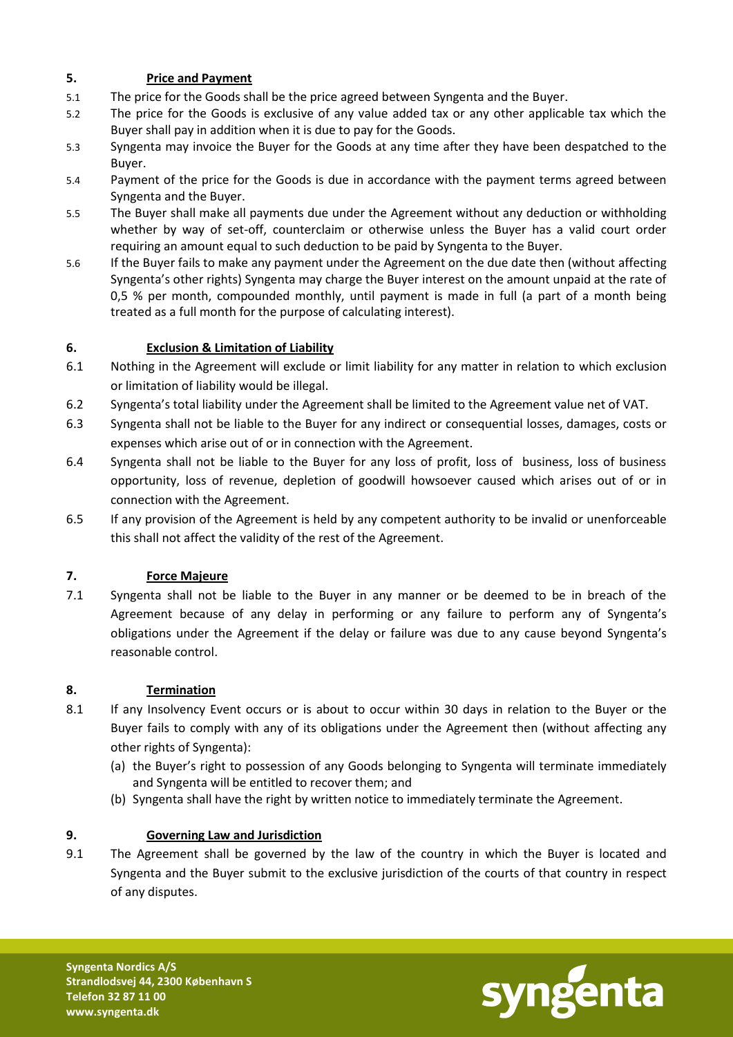## 5. Price and Payment

5.1 The price for the Goods shall be the price agreed between Syngenta and the Buyer.

5.2 The price for the Goods is exclusive of any value added tax or any other applicable tax which the Buyer shall pay in addition when it is due to pay for the Goods.

5.3 Syngenta may invoice the Buyer for the Goods at any time after they have been despatched to the Buyer.

5.4 Payment of the price for the Goods is due in accordance with the payment terms agreed between Syngenta and the Buyer.

5.5 The Buyer shall make all payments due under the Agreement without any deduction or withholding whether by way of set-off, counterclaim or otherwise unless the Buyer has a valid court order requiring an amount equal to such deduction to be paid by Syngenta to the Buyer.

5.6 If the Buyer fails to make any payment under the Agreement on the due date then (without affecting Syngenta's other rights) Syngenta may charge the Buyer interest on the amount unpaid at the rate of 0,5 % per month, compounded monthly, until payment is made in full (a part of a month being treated as a full month for the purpose of calculating interest).

## 6. Exclusion & Limitation of Liability

6.1 Nothing in the Agreement will exclude or limit liability for any matter in relation to which exclusion or limitation of liability would be illegal.

6.2 Syngenta's total liability under the Agreement shall be limited to the Agreement value net of VAT.

6.3 Syngenta shall not be liable to the Buyer for any indirect or consequential losses, damages, costs or expenses which arise out of or in connection with the Agreement.

6.4 Syngenta shall not be liable to the Buyer for any loss of profit, loss of business, loss of business opportunity, loss of revenue, depletion of goodwill howsoever caused which arises out of or in connection with the Agreement.

6.5 If any provision of the Agreement is held by any competent authority to be invalid or unenforceable this shall not affect the validity of the rest of the Agreement.

## 7. Force Majeure

7.1 Syngenta shall not be liable to the Buyer in any manner or be deemed to be in breach of the Agreement because of any delay in performing or any failure to perform any of Syngenta's obligations under the Agreement if the delay or failure was due to any cause beyond Syngenta's reasonable control.

## 8. Termination

8.1 If any Insolvency Event occurs or is about to occur within 30 days in relation to the Buyer or the Buyer fails to comply with any of its obligations under the Agreement then (without affecting any other rights of Syngenta):

(a) the Buyer's right to possession of any Goods belonging to Syngenta will terminate immediately and Syngenta will be entitled to recover them; and

(b) Syngenta shall have the right by written notice to immediately terminate the Agreement.

## 9. Governing Law and Jurisdiction

9.1 The Agreement shall be governed by the law of the country in which the Buyer is located and Syngenta and the Buyer submit to the exclusive jurisdiction of the courts of that country in respect of any disputes.

**Syngenta Nordics A/S**
**Strandlodsvej 44, 2300 København S**
**Telefon 32 87 11 00**
**www.syngenta.dk**

syngenta